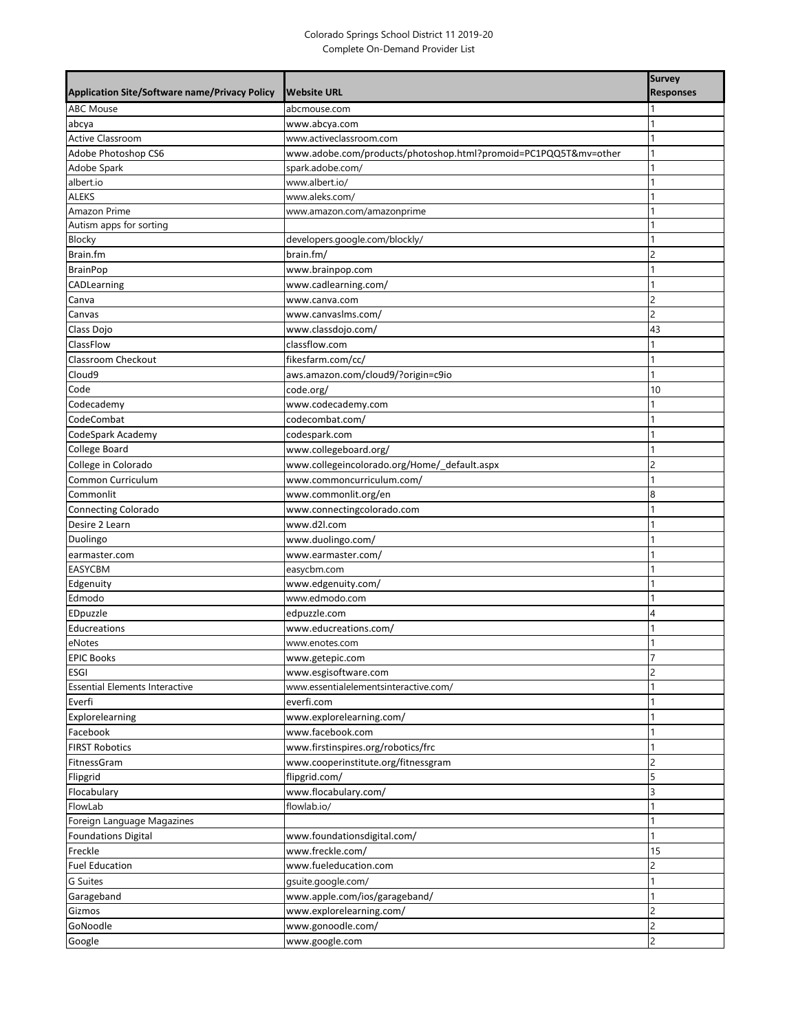# Colorado Springs School District 11 2019-20
## Complete On-Demand Provider List

| Application Site/Software name/Privacy Policy | Website URL | Survey Responses |
|---|---|---|
| ABC Mouse | abcmouse.com | 1 |
| abcya | www.abcya.com | 1 |
| Active Classroom | www.activeclassroom.com | 1 |
| Adobe Photoshop CS6 | www.adobe.com/products/photoshop.html?promoid=PC1PQQ5T&mv=other | 1 |
| Adobe Spark | spark.adobe.com/ | 1 |
| albert.io | www.albert.io/ | 1 |
| ALEKS | www.aleks.com/ | 1 |
| Amazon Prime | www.amazon.com/amazonprime | 1 |
| Autism apps for sorting | | 1 |
| Blocky | developers.google.com/blockly/ | 1 |
| Brain.fm | brain.fm/ | 2 |
| BrainPop | www.brainpop.com | 1 |
| CADLearning | www.cadlearning.com/ | 1 |
| Canva | www.canva.com | 2 |
| Canvas | www.canvaslms.com/ | 2 |
| Class Dojo | www.classdojo.com/ | 43 |
| ClassFlow | classflow.com | 1 |
| Classroom Checkout | fikesfarm.com/cc/ | 1 |
| Cloud9 | aws.amazon.com/cloud9/?origin=c9io | 1 |
| Code | code.org/ | 10 |
| Codecademy | www.codecademy.com | 1 |
| CodeCombat | codecombat.com/ | 1 |
| CodeSpark Academy | codespark.com | 1 |
| College Board | www.collegeboard.org/ | 1 |
| College in Colorado | www.collegeincolorado.org/Home/_default.aspx | 2 |
| Common Curriculum | www.commoncurriculum.com/ | 1 |
| Commonlit | www.commonlit.org/en | 8 |
| Connecting Colorado | www.connectingcolorado.com | 1 |
| Desire 2 Learn | www.d2l.com | 1 |
| Duolingo | www.duolingo.com/ | 1 |
| earmaster.com | www.earmaster.com/ | 1 |
| EASYCBM | easycbm.com | 1 |
| Edgenuity | www.edgenuity.com/ | 1 |
| Edmodo | www.edmodo.com | 1 |
| EDpuzzle | edpuzzle.com | 4 |
| Educreations | www.educreations.com/ | 1 |
| eNotes | www.enotes.com | 1 |
| EPIC Books | www.getepic.com | 7 |
| ESGI | www.esgisoftware.com | 2 |
| Essential Elements Interactive | www.essentialelementsinteractive.com/ | 1 |
| Everfi | everfi.com | 1 |
| Explorelearning | www.explorelearning.com/ | 1 |
| Facebook | www.facebook.com | 1 |
| FIRST Robotics | www.firstinspires.org/robotics/frc | 1 |
| FitnessGram | www.cooperinstitute.org/fitnessgram | 2 |
| Flipgrid | flipgrid.com/ | 5 |
| Flocabulary | www.flocabulary.com/ | 3 |
| FlowLab | flowlab.io/ | 1 |
| Foreign Language Magazines | | 1 |
| Foundations Digital | www.foundationsdigital.com/ | 1 |
| Freckle | www.freckle.com/ | 15 |
| Fuel Education | www.fueleducation.com | 2 |
| G Suites | gsuite.google.com/ | 1 |
| Garageband | www.apple.com/ios/garageband/ | 1 |
| Gizmos | www.explorelearning.com/ | 2 |
| GoNoodle | www.gonoodle.com/ | 2 |
| Google | www.google.com | 2 |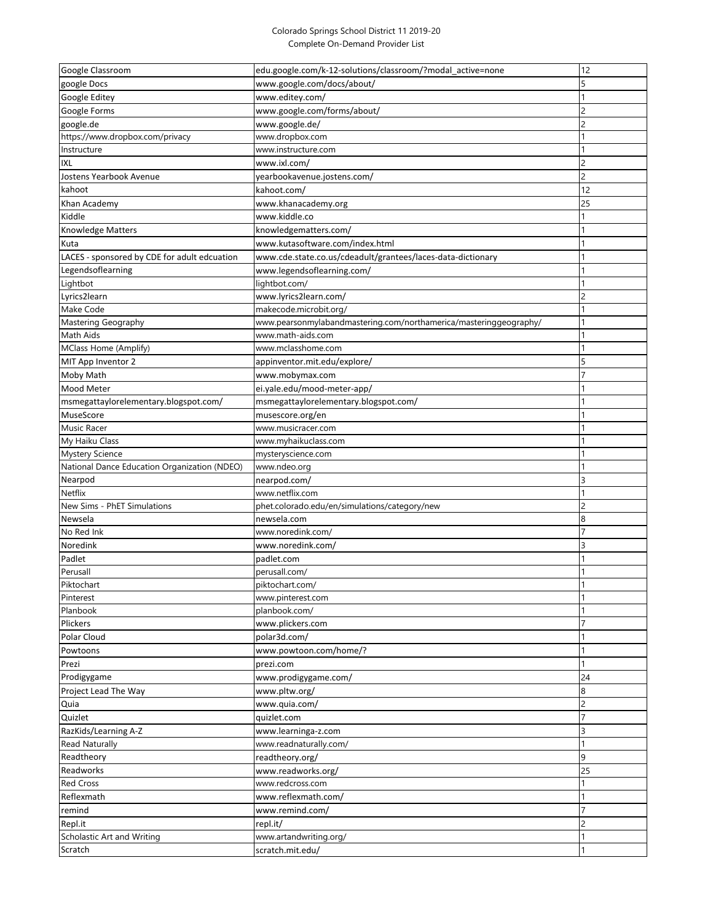Colorado Springs School District 11 2019-20
Complete On-Demand Provider List

| | | |
|---|---|---|
| Google Classroom | edu.google.com/k-12-solutions/classroom/?modal_active=none | 12 |
| google Docs | www.google.com/docs/about/ | 5 |
| Google Editey | www.editey.com/ | 1 |
| Google Forms | www.google.com/forms/about/ | 2 |
| google.de | www.google.de/ | 2 |
| https://www.dropbox.com/privacy | www.dropbox.com | 1 |
| Instructure | www.instructure.com | 1 |
| IXL | www.ixl.com/ | 2 |
| Jostens Yearbook Avenue | yearbookavenue.jostens.com/ | 2 |
| kahoot | kahoot.com/ | 12 |
| Khan Academy | www.khanacademy.org | 25 |
| Kiddle | www.kiddle.co | 1 |
| Knowledge Matters | knowledgematters.com/ | 1 |
| Kuta | www.kutasoftware.com/index.html | 1 |
| LACES - sponsored by CDE for adult edcuation | www.cde.state.co.us/cdeadult/grantees/laces-data-dictionary | 1 |
| Legendsoflearning | www.legendsoflearning.com/ | 1 |
| Lightbot | lightbot.com/ | 1 |
| Lyrics2learn | www.lyrics2learn.com/ | 2 |
| Make Code | makecode.microbit.org/ | 1 |
| Mastering Geography | www.pearsonmylabandmastering.com/northamerica/masteringgeography/ | 1 |
| Math Aids | www.math-aids.com | 1 |
| MClass Home (Amplify) | www.mclasshome.com | 1 |
| MIT App Inventor 2 | appinventor.mit.edu/explore/ | 5 |
| Moby Math | www.mobymax.com | 7 |
| Mood Meter | ei.yale.edu/mood-meter-app/ | 1 |
| msmegattaylorelementary.blogspot.com/ | msmegattaylorelementary.blogspot.com/ | 1 |
| MuseScore | musescore.org/en | 1 |
| Music Racer | www.musicracer.com | 1 |
| My Haiku Class | www.myhaikuclass.com | 1 |
| Mystery Science | mysteryscience.com | 1 |
| National Dance Education Organization (NDEO) | www.ndeo.org | 1 |
| Nearpod | nearpod.com/ | 3 |
| Netflix | www.netflix.com | 1 |
| New Sims - PhET Simulations | phet.colorado.edu/en/simulations/category/new | 2 |
| Newsela | newsela.com | 8 |
| No Red Ink | www.noredink.com/ | 7 |
| Noredink | www.noredink.com/ | 3 |
| Padlet | padlet.com | 1 |
| Perusall | perusall.com/ | 1 |
| Piktochart | piktochart.com/ | 1 |
| Pinterest | www.pinterest.com | 1 |
| Planbook | planbook.com/ | 1 |
| Plickers | www.plickers.com | 7 |
| Polar Cloud | polar3d.com/ | 1 |
| Powtoons | www.powtoon.com/home/? | 1 |
| Prezi | prezi.com | 1 |
| Prodigygame | www.prodigygame.com/ | 24 |
| Project Lead The Way | www.pltw.org/ | 8 |
| Quia | www.quia.com/ | 2 |
| Quizlet | quizlet.com | 7 |
| RazKids/Learning A-Z | www.learninga-z.com | 3 |
| Read Naturally | www.readnaturally.com/ | 1 |
| Readtheory | readtheory.org/ | 9 |
| Readworks | www.readworks.org/ | 25 |
| Red Cross | www.redcross.com | 1 |
| Reflexmath | www.reflexmath.com/ | 1 |
| remind | www.remind.com/ | 7 |
| Repl.it | repl.it/ | 2 |
| Scholastic Art and Writing | www.artandwriting.org/ | 1 |
| Scratch | scratch.mit.edu/ | 1 |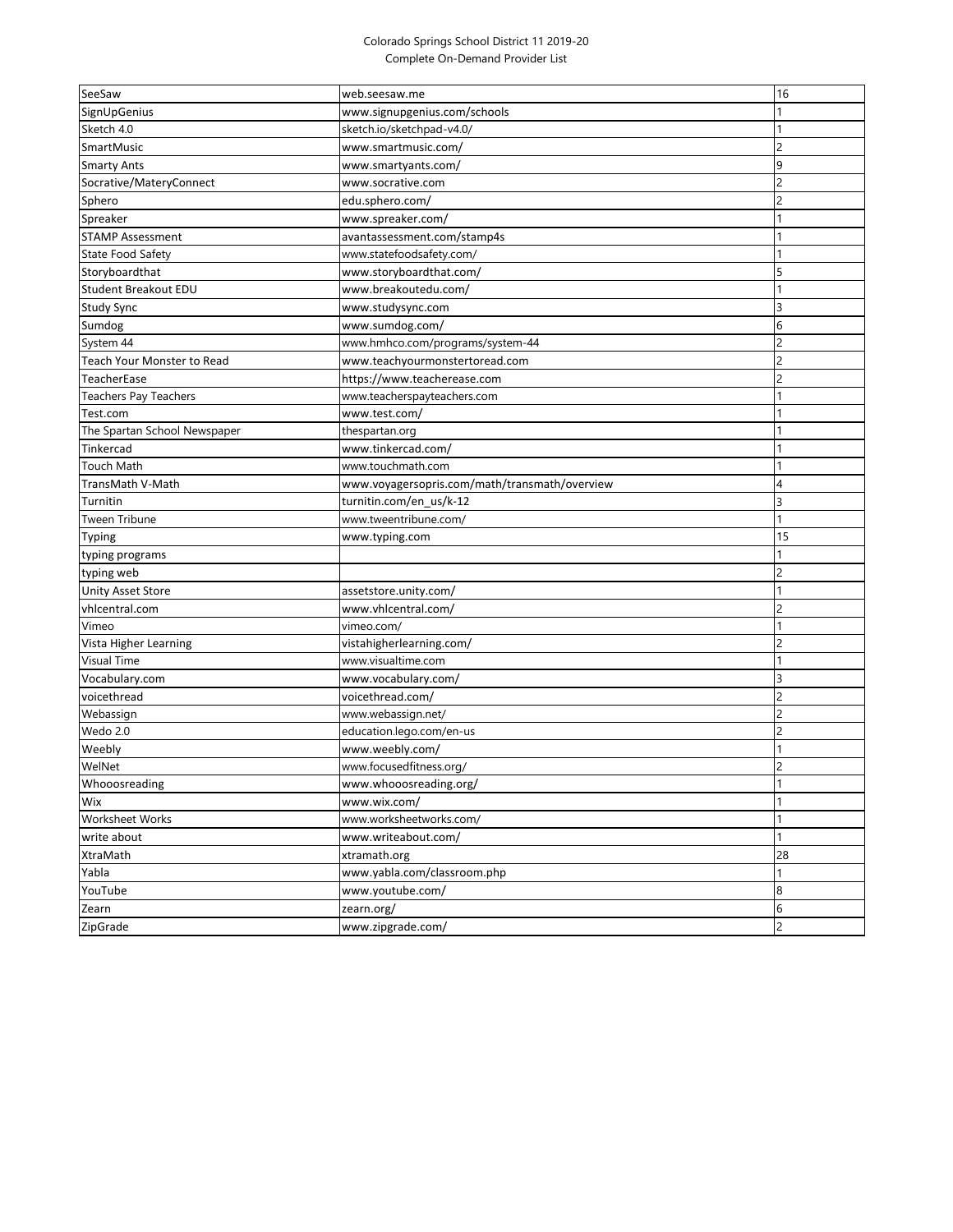| | | |
|---|---|---|
| SeeSaw | web.seesaw.me | 16 |
| SignUpGenius | www.signupgenius.com/schools | 1 |
| Sketch 4.0 | sketch.io/sketchpad-v4.0/ | 1 |
| SmartMusic | www.smartmusic.com/ | 2 |
| Smarty Ants | www.smartyants.com/ | 9 |
| Socrative/MateryConnect | www.socrative.com | 2 |
| Sphero | edu.sphero.com/ | 2 |
| Spreaker | www.spreaker.com/ | 1 |
| STAMP Assessment | avantassessment.com/stamp4s | 1 |
| State Food Safety | www.statefoodsafety.com/ | 1 |
| Storyboardthat | www.storyboardthat.com/ | 5 |
| Student Breakout EDU | www.breakoutedu.com/ | 1 |
| Study Sync | www.studysync.com | 3 |
| Sumdog | www.sumdog.com/ | 6 |
| System 44 | www.hmhco.com/programs/system-44 | 2 |
| Teach Your Monster to Read | www.teachyourmonstertoread.com | 2 |
| TeacherEase | https://www.teacherease.com | 2 |
| Teachers Pay Teachers | www.teacherspayteachers.com | 1 |
| Test.com | www.test.com/ | 1 |
| The Spartan School Newspaper | thespartan.org | 1 |
| Tinkercad | www.tinkercad.com/ | 1 |
| Touch Math | www.touchmath.com | 1 |
| TransMath V-Math | www.voyagersopris.com/math/transmath/overview | 4 |
| Turnitin | turnitin.com/en_us/k-12 | 3 |
| Tween Tribune | www.tweentribune.com/ | 1 |
| Typing | www.typing.com | 15 |
| typing programs | | 1 |
| typing web | | 2 |
| Unity Asset Store | assetstore.unity.com/ | 1 |
| vhlcentral.com | www.vhlcentral.com/ | 2 |
| Vimeo | vimeo.com/ | 1 |
| Vista Higher Learning | vistahigherlearning.com/ | 2 |
| Visual Time | www.visualtime.com | 1 |
| Vocabulary.com | www.vocabulary.com/ | 3 |
| voicethread | voicethread.com/ | 2 |
| Webassign | www.webassign.net/ | 2 |
| Wedo 2.0 | education.lego.com/en-us | 2 |
| Weebly | www.weebly.com/ | 1 |
| WelNet | www.focusedfitness.org/ | 2 |
| Whooosreading | www.whooosreading.org/ | 1 |
| Wix | www.wix.com/ | 1 |
| Worksheet Works | www.worksheetworks.com/ | 1 |
| write about | www.writeabout.com/ | 1 |
| XtraMath | xtramath.org | 28 |
| Yabla | www.yabla.com/classroom.php | 1 |
| YouTube | www.youtube.com/ | 8 |
| Zearn | zearn.org/ | 6 |
| ZipGrade | www.zipgrade.com/ | 2 |